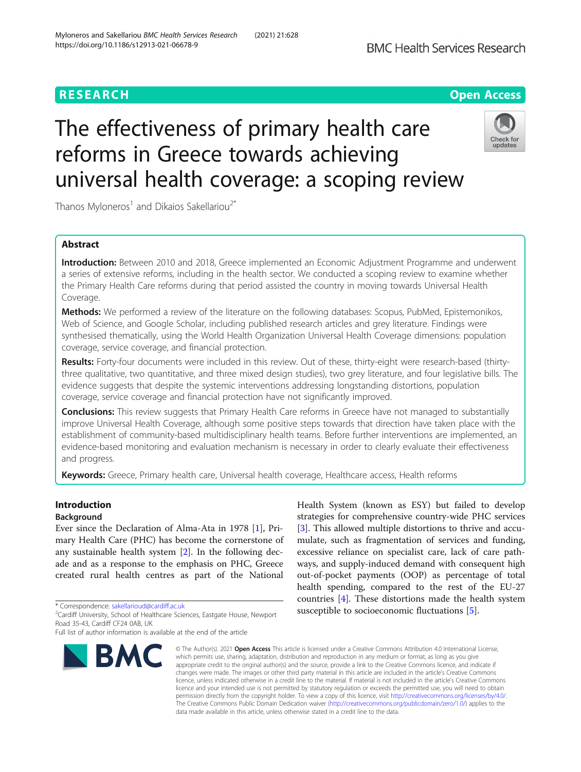RESEARCH

Open Access

# The effectiveness of primary health care reforms in Greece towards achieving universal health coverage: a scoping review

Thanos Myloneros[1] and Dikaios Sakellariou[2*]

## Abstract

**Introduction:** Between 2010 and 2018, Greece implemented an Economic Adjustment Programme and underwent a series of extensive reforms, including in the health sector. We conducted a scoping review to examine whether the Primary Health Care reforms during that period assisted the country in moving towards Universal Health Coverage.

**Methods:** We performed a review of the literature on the following databases: Scopus, PubMed, Epistemonikos, Web of Science, and Google Scholar, including published research articles and grey literature. Findings were synthesised thematically, using the World Health Organization Universal Health Coverage dimensions: population coverage, service coverage, and financial protection.

**Results:** Forty-four documents were included in this review. Out of these, thirty-eight were research-based (thirty-three qualitative, two quantitative, and three mixed design studies), two grey literature, and four legislative bills. The evidence suggests that despite the systemic interventions addressing longstanding distortions, population coverage, service coverage and financial protection have not significantly improved.

**Conclusions:** This review suggests that Primary Health Care reforms in Greece have not managed to substantially improve Universal Health Coverage, although some positive steps towards that direction have taken place with the establishment of community-based multidisciplinary health teams. Before further interventions are implemented, an evidence-based monitoring and evaluation mechanism is necessary in order to clearly evaluate their effectiveness and progress.

**Keywords:** Greece, Primary health care, Universal health coverage, Healthcare access, Health reforms

## Introduction

### Background

Ever since the Declaration of Alma-Ata in 1978 [1], Primary Health Care (PHC) has become the cornerstone of any sustainable health system [2]. In the following decade and as a response to the emphasis on PHC, Greece created rural health centres as part of the National Health System (known as ESY) but failed to develop strategies for comprehensive country-wide PHC services [3]. This allowed multiple distortions to thrive and accumulate, such as fragmentation of services and funding, excessive reliance on specialist care, lack of care pathways, and supply-induced demand with consequent high out-of-pocket payments (OOP) as percentage of total health spending, compared to the rest of the EU-27 countries [4]. These distortions made the health system susceptible to socioeconomic fluctuations [5].

\* Correspondence: sakellarioud@cardiff.ac.uk

[2]Cardiff University, School of Healthcare Sciences, Eastgate House, Newport Road 35-43, Cardiff CF24 0AB, UK

Full list of author information is available at the end of the article

© The Author(s). 2021 **Open Access** This article is licensed under a Creative Commons Attribution 4.0 International License, which permits use, sharing, adaptation, distribution and reproduction in any medium or format, as long as you give appropriate credit to the original author(s) and the source, provide a link to the Creative Commons licence, and indicate if changes were made. The images or other third party material in this article are included in the article's Creative Commons licence, unless indicated otherwise in a credit line to the material. If material is not included in the article's Creative Commons licence and your intended use is not permitted by statutory regulation or exceeds the permitted use, you will need to obtain permission directly from the copyright holder. To view a copy of this licence, visit http://creativecommons.org/licenses/by/4.0/. The Creative Commons Public Domain Dedication waiver (http://creativecommons.org/publicdomain/zero/1.0/) applies to the data made available in this article, unless otherwise stated in a credit line to the data.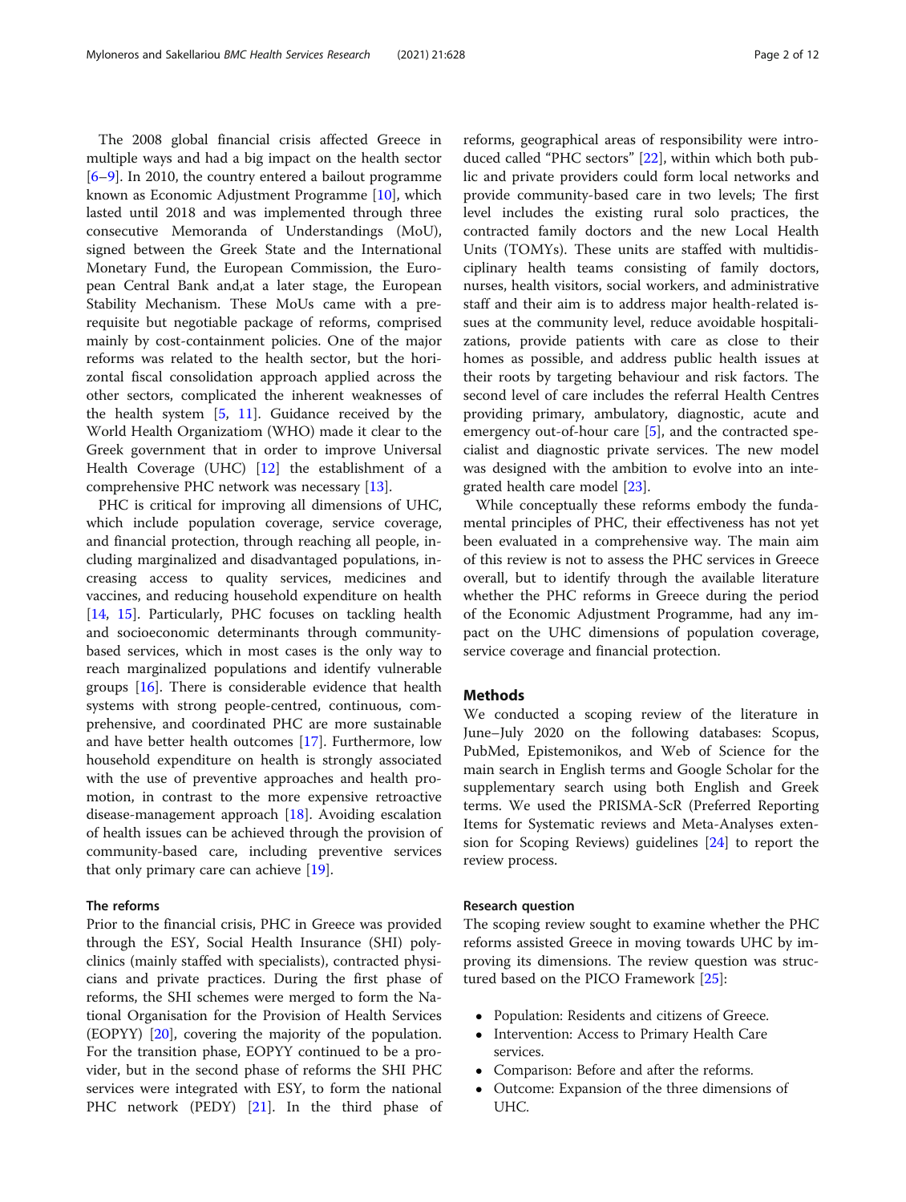The 2008 global financial crisis affected Greece in multiple ways and had a big impact on the health sector [6–9]. In 2010, the country entered a bailout programme known as Economic Adjustment Programme [10], which lasted until 2018 and was implemented through three consecutive Memoranda of Understandings (MoU), signed between the Greek State and the International Monetary Fund, the European Commission, the European Central Bank and,at a later stage, the European Stability Mechanism. These MoUs came with a prerequisite but negotiable package of reforms, comprised mainly by cost-containment policies. One of the major reforms was related to the health sector, but the horizontal fiscal consolidation approach applied across the other sectors, complicated the inherent weaknesses of the health system [5, 11]. Guidance received by the World Health Organization (WHO) made it clear to the Greek government that in order to improve Universal Health Coverage (UHC) [12] the establishment of a comprehensive PHC network was necessary [13].

PHC is critical for improving all dimensions of UHC, which include population coverage, service coverage, and financial protection, through reaching all people, including marginalized and disadvantaged populations, increasing access to quality services, medicines and vaccines, and reducing household expenditure on health [14, 15]. Particularly, PHC focuses on tackling health and socioeconomic determinants through community-based services, which in most cases is the only way to reach marginalized populations and identify vulnerable groups [16]. There is considerable evidence that health systems with strong people-centred, continuous, comprehensive, and coordinated PHC are more sustainable and have better health outcomes [17]. Furthermore, low household expenditure on health is strongly associated with the use of preventive approaches and health promotion, in contrast to the more expensive retroactive disease-management approach [18]. Avoiding escalation of health issues can be achieved through the provision of community-based care, including preventive services that only primary care can achieve [19].

### The reforms

Prior to the financial crisis, PHC in Greece was provided through the ESY, Social Health Insurance (SHI) polyclinics (mainly staffed with specialists), contracted physicians and private practices. During the first phase of reforms, the SHI schemes were merged to form the National Organisation for the Provision of Health Services (EOPYY) [20], covering the majority of the population. For the transition phase, EOPYY continued to be a provider, but in the second phase of reforms the SHI PHC services were integrated with ESY, to form the national PHC network (PEDY) [21]. In the third phase of reforms, geographical areas of responsibility were introduced called "PHC sectors" [22], within which both public and private providers could form local networks and provide community-based care in two levels; The first level includes the existing rural solo practices, the contracted family doctors and the new Local Health Units (TOMYs). These units are staffed with multidisciplinary health teams consisting of family doctors, nurses, health visitors, social workers, and administrative staff and their aim is to address major health-related issues at the community level, reduce avoidable hospitalizations, provide patients with care as close to their homes as possible, and address public health issues at their roots by targeting behaviour and risk factors. The second level of care includes the referral Health Centres providing primary, ambulatory, diagnostic, acute and emergency out-of-hour care [5], and the contracted specialist and diagnostic private services. The new model was designed with the ambition to evolve into an integrated health care model [23].

While conceptually these reforms embody the fundamental principles of PHC, their effectiveness has not yet been evaluated in a comprehensive way. The main aim of this review is not to assess the PHC services in Greece overall, but to identify through the available literature whether the PHC reforms in Greece during the period of the Economic Adjustment Programme, had any impact on the UHC dimensions of population coverage, service coverage and financial protection.

## Methods

We conducted a scoping review of the literature in June–July 2020 on the following databases: Scopus, PubMed, Epistemonikos, and Web of Science for the main search in English terms and Google Scholar for the supplementary search using both English and Greek terms. We used the PRISMA-ScR (Preferred Reporting Items for Systematic reviews and Meta-Analyses extension for Scoping Reviews) guidelines [24] to report the review process.

### Research question

The scoping review sought to examine whether the PHC reforms assisted Greece in moving towards UHC by improving its dimensions. The review question was structured based on the PICO Framework [25]:

- Population: Residents and citizens of Greece.
- Intervention: Access to Primary Health Care services.
- Comparison: Before and after the reforms.
- Outcome: Expansion of the three dimensions of UHC.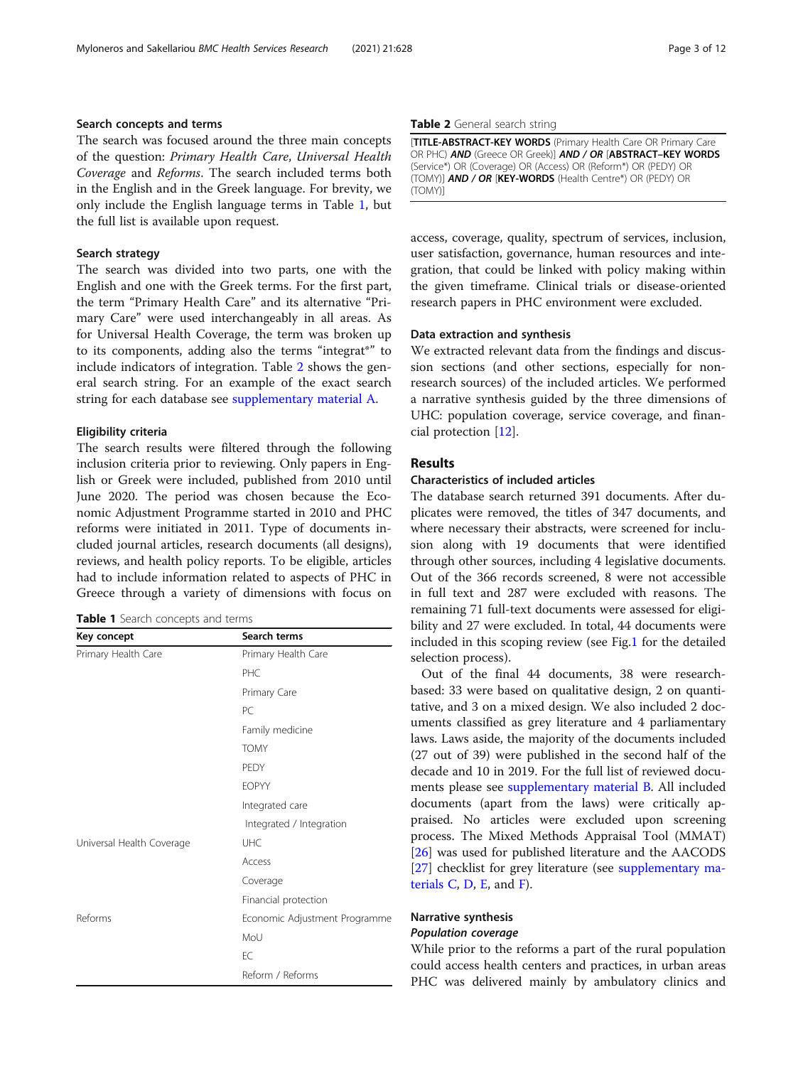### Search concepts and terms

The search was focused around the three main concepts of the question: *Primary Health Care*, *Universal Health Coverage* and *Reforms*. The search included terms both in the English and in the Greek language. For brevity, we only include the English language terms in Table 1, but the full list is available upon request.

### Search strategy

The search was divided into two parts, one with the English and one with the Greek terms. For the first part, the term "Primary Health Care" and its alternative "Primary Care" were used interchangeably in all areas. As for Universal Health Coverage, the term was broken up to its components, adding also the terms "integrat*" to include indicators of integration. Table 2 shows the general search string. For an example of the exact search string for each database see supplementary material A.

### Eligibility criteria

The search results were filtered through the following inclusion criteria prior to reviewing. Only papers in English or Greek were included, published from 2010 until June 2020. The period was chosen because the Economic Adjustment Programme started in 2010 and PHC reforms were initiated in 2011. Type of documents included journal articles, research documents (all designs), reviews, and health policy reports. To be eligible, articles had to include information related to aspects of PHC in Greece through a variety of dimensions with focus on access, coverage, quality, spectrum of services, inclusion, user satisfaction, governance, human resources and integration, that could be linked with policy making within the given timeframe. Clinical trials or disease-oriented research papers in PHC environment were excluded.

**Table 1** Search concepts and terms

| Key concept | Search terms |
|---|---|
| Primary Health Care | Primary Health Care |
| | PHC |
| | Primary Care |
| | PC |
| | Family medicine |
| | TOMY |
| | PEDY |
| | EOPYY |
| | Integrated care |
| | Integrated / Integration |
| Universal Health Coverage | UHC |
| | Access |
| | Coverage |
| | Financial protection |
| Reforms | Economic Adjustment Programme |
| | MoU |
| | EC |
| | Reform / Reforms |

**Table 2** General search string

| |
|---|
| [**TITLE-ABSTRACT-KEY WORDS** (Primary Health Care OR Primary Care OR PHC) ***AND*** (Greece OR Greek)] ***AND / OR*** [**ABSTRACT–KEY WORDS** (Service*) OR (Coverage) OR (Access) OR (Reform*) OR (PEDY) OR (TOMY)] ***AND / OR*** [**KEY-WORDS** (Health Centre*) OR (PEDY) OR (TOMY)] |

### Data extraction and synthesis

We extracted relevant data from the findings and discussion sections (and other sections, especially for non-research sources) of the included articles. We performed a narrative synthesis guided by the three dimensions of UHC: population coverage, service coverage, and financial protection [12].

## Results

### Characteristics of included articles

The database search returned 391 documents. After duplicates were removed, the titles of 347 documents, and where necessary their abstracts, were screened for inclusion along with 19 documents that were identified through other sources, including 4 legislative documents. Out of the 366 records screened, 8 were not accessible in full text and 287 were excluded with reasons. The remaining 71 full-text documents were assessed for eligibility and 27 were excluded. In total, 44 documents were included in this scoping review (see Fig.1 for the detailed selection process).

Out of the final 44 documents, 38 were research-based: 33 were based on qualitative design, 2 on quantitative, and 3 on a mixed design. We also included 2 documents classified as grey literature and 4 parliamentary laws. Laws aside, the majority of the documents included (27 out of 39) were published in the second half of the decade and 10 in 2019. For the full list of reviewed documents please see supplementary material B. All included documents (apart from the laws) were critically appraised. No articles were excluded upon screening process. The Mixed Methods Appraisal Tool (MMAT) [26] was used for published literature and the AACODS [27] checklist for grey literature (see supplementary materials C, D, E, and F).

### Narrative synthesis

#### *Population coverage*

While prior to the reforms a part of the rural population could access health centers and practices, in urban areas PHC was delivered mainly by ambulatory clinics and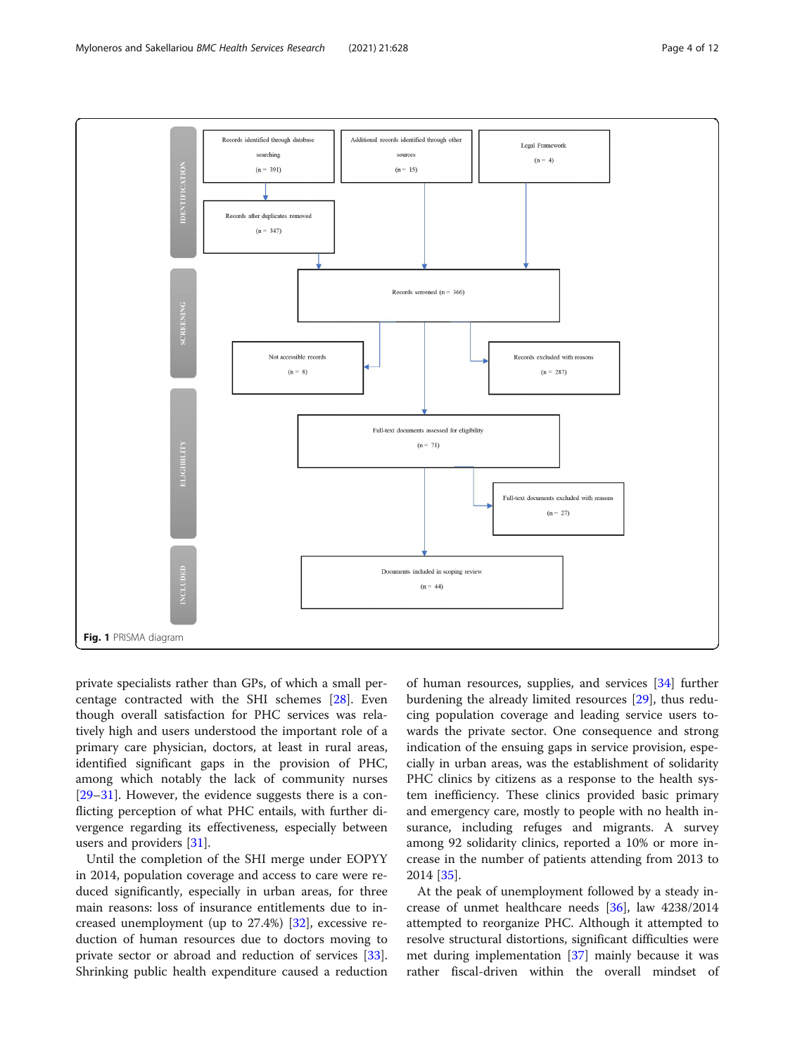IDENTIFICATION

Records identified through database searching (n = 391)

Additional records identified through other sources (n = 15)

Legal Framework (n = 4)

Records after duplicates removed (n = 347)

SCREENING

Records screened (n = 366)

Not accessible records (n = 8)

Records excluded with reasons (n = 287)

ELIGIBILITY

Full-text documents assessed for eligibility (n = 71)

Full-text documents excluded with reasons (n = 27)

INCLUDED

Documents included in scoping review (n = 44)

**Fig. 1** PRISMA diagram

private specialists rather than GPs, of which a small percentage contracted with the SHI schemes [28]. Even though overall satisfaction for PHC services was relatively high and users understood the important role of a primary care physician, doctors, at least in rural areas, identified significant gaps in the provision of PHC, among which notably the lack of community nurses [29–31]. However, the evidence suggests there is a conflicting perception of what PHC entails, with further divergence regarding its effectiveness, especially between users and providers [31].

Until the completion of the SHI merge under EOPYY in 2014, population coverage and access to care were reduced significantly, especially in urban areas, for three main reasons: loss of insurance entitlements due to increased unemployment (up to 27.4%) [32], excessive reduction of human resources due to doctors moving to private sector or abroad and reduction of services [33]. Shrinking public health expenditure caused a reduction of human resources, supplies, and services [34] further burdening the already limited resources [29], thus reducing population coverage and leading service users towards the private sector. One consequence and strong indication of the ensuing gaps in service provision, especially in urban areas, was the establishment of solidarity PHC clinics by citizens as a response to the health system inefficiency. These clinics provided basic primary and emergency care, mostly to people with no health insurance, including refuges and migrants. A survey among 92 solidarity clinics, reported a 10% or more increase in the number of patients attending from 2013 to 2014 [35].

At the peak of unemployment followed by a steady increase of unmet healthcare needs [36], law 4238/2014 attempted to reorganize PHC. Although it attempted to resolve structural distortions, significant difficulties were met during implementation [37] mainly because it was rather fiscal-driven within the overall mindset of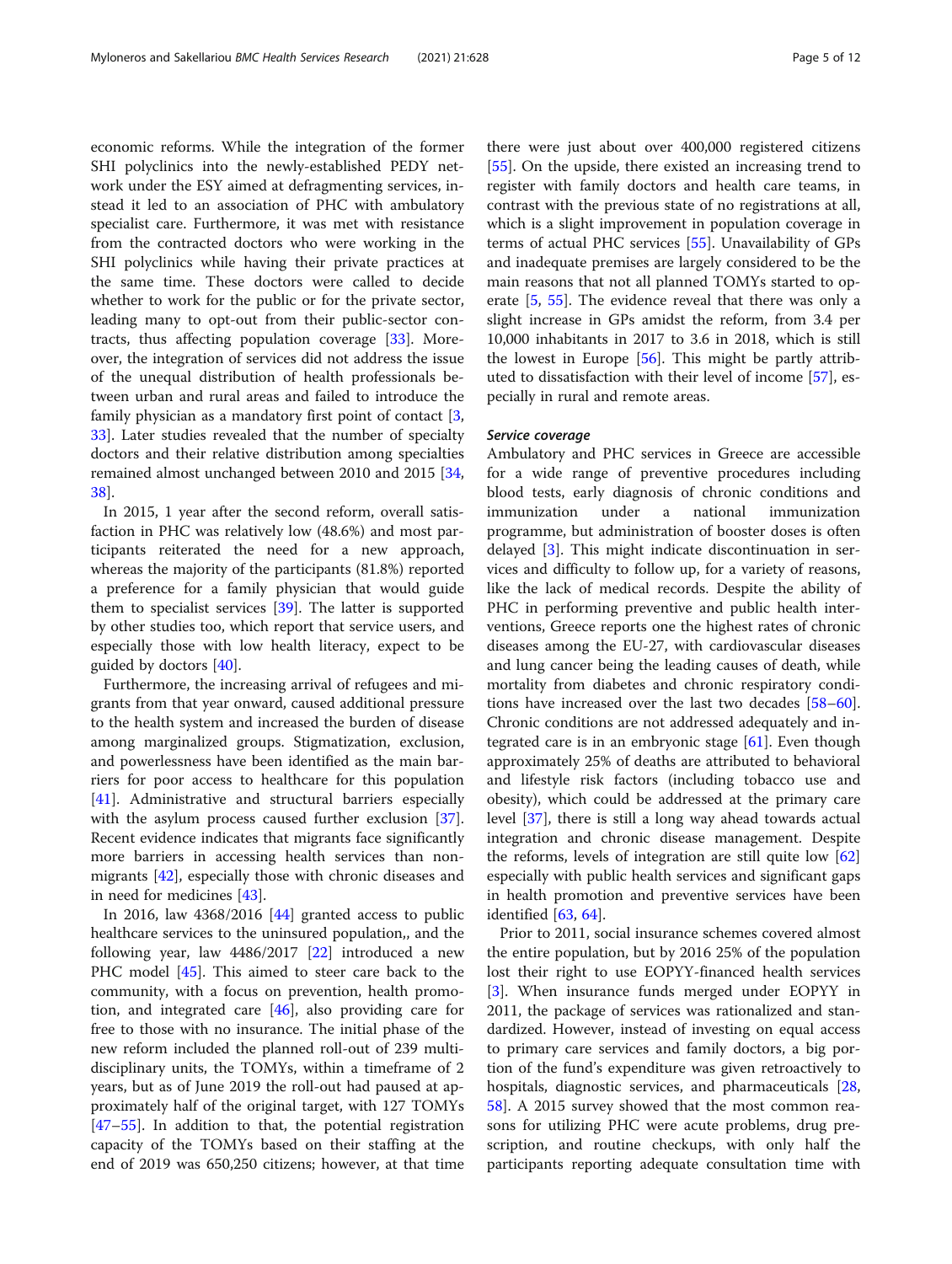economic reforms. While the integration of the former SHI polyclinics into the newly-established PEDY network under the ESY aimed at defragmenting services, instead it led to an association of PHC with ambulatory specialist care. Furthermore, it was met with resistance from the contracted doctors who were working in the SHI polyclinics while having their private practices at the same time. These doctors were called to decide whether to work for the public or for the private sector, leading many to opt-out from their public-sector contracts, thus affecting population coverage [33]. Moreover, the integration of services did not address the issue of the unequal distribution of health professionals between urban and rural areas and failed to introduce the family physician as a mandatory first point of contact [3, 33]. Later studies revealed that the number of specialty doctors and their relative distribution among specialties remained almost unchanged between 2010 and 2015 [34, 38].

In 2015, 1 year after the second reform, overall satisfaction in PHC was relatively low (48.6%) and most participants reiterated the need for a new approach, whereas the majority of the participants (81.8%) reported a preference for a family physician that would guide them to specialist services [39]. The latter is supported by other studies too, which report that service users, and especially those with low health literacy, expect to be guided by doctors [40].

Furthermore, the increasing arrival of refugees and migrants from that year onward, caused additional pressure to the health system and increased the burden of disease among marginalized groups. Stigmatization, exclusion, and powerlessness have been identified as the main barriers for poor access to healthcare for this population [41]. Administrative and structural barriers especially with the asylum process caused further exclusion [37]. Recent evidence indicates that migrants face significantly more barriers in accessing health services than non-migrants [42], especially those with chronic diseases and in need for medicines [43].

In 2016, law 4368/2016 [44] granted access to public healthcare services to the uninsured population,, and the following year, law 4486/2017 [22] introduced a new PHC model [45]. This aimed to steer care back to the community, with a focus on prevention, health promotion, and integrated care [46], also providing care for free to those with no insurance. The initial phase of the new reform included the planned roll-out of 239 multidisciplinary units, the TOMYs, within a timeframe of 2 years, but as of June 2019 the roll-out had paused at approximately half of the original target, with 127 TOMYs [47–55]. In addition to that, the potential registration capacity of the TOMYs based on their staffing at the end of 2019 was 650,250 citizens; however, at that time there were just about over 400,000 registered citizens [55]. On the upside, there existed an increasing trend to register with family doctors and health care teams, in contrast with the previous state of no registrations at all, which is a slight improvement in population coverage in terms of actual PHC services [55]. Unavailability of GPs and inadequate premises are largely considered to be the main reasons that not all planned TOMYs started to operate [5, 55]. The evidence reveal that there was only a slight increase in GPs amidst the reform, from 3.4 per 10,000 inhabitants in 2017 to 3.6 in 2018, which is still the lowest in Europe [56]. This might be partly attributed to dissatisfaction with their level of income [57], especially in rural and remote areas.

### *Service coverage*

Ambulatory and PHC services in Greece are accessible for a wide range of preventive procedures including blood tests, early diagnosis of chronic conditions and immunization under a national immunization programme, but administration of booster doses is often delayed [3]. This might indicate discontinuation in services and difficulty to follow up, for a variety of reasons, like the lack of medical records. Despite the ability of PHC in performing preventive and public health interventions, Greece reports one the highest rates of chronic diseases among the EU-27, with cardiovascular diseases and lung cancer being the leading causes of death, while mortality from diabetes and chronic respiratory conditions have increased over the last two decades [58–60]. Chronic conditions are not addressed adequately and integrated care is in an embryonic stage [61]. Even though approximately 25% of deaths are attributed to behavioral and lifestyle risk factors (including tobacco use and obesity), which could be addressed at the primary care level [37], there is still a long way ahead towards actual integration and chronic disease management. Despite the reforms, levels of integration are still quite low [62] especially with public health services and significant gaps in health promotion and preventive services have been identified [63, 64].

Prior to 2011, social insurance schemes covered almost the entire population, but by 2016 25% of the population lost their right to use EOPYY-financed health services [3]. When insurance funds merged under EOPYY in 2011, the package of services was rationalized and standardized. However, instead of investing on equal access to primary care services and family doctors, a big portion of the fund's expenditure was given retroactively to hospitals, diagnostic services, and pharmaceuticals [28, 58]. A 2015 survey showed that the most common reasons for utilizing PHC were acute problems, drug prescription, and routine checkups, with only half the participants reporting adequate consultation time with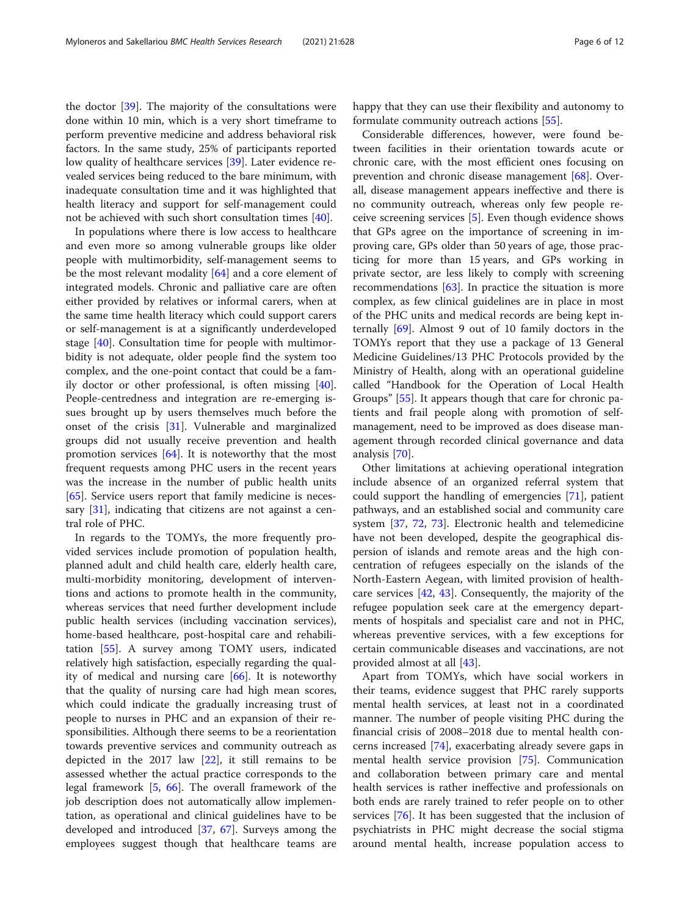the doctor [39]. The majority of the consultations were done within 10 min, which is a very short timeframe to perform preventive medicine and address behavioral risk factors. In the same study, 25% of participants reported low quality of healthcare services [39]. Later evidence revealed services being reduced to the bare minimum, with inadequate consultation time and it was highlighted that health literacy and support for self-management could not be achieved with such short consultation times [40].

In populations where there is low access to healthcare and even more so among vulnerable groups like older people with multimorbidity, self-management seems to be the most relevant modality [64] and a core element of integrated models. Chronic and palliative care are often either provided by relatives or informal carers, when at the same time health literacy which could support carers or self-management is at a significantly underdeveloped stage [40]. Consultation time for people with multimorbidity is not adequate, older people find the system too complex, and the one-point contact that could be a family doctor or other professional, is often missing [40]. People-centredness and integration are re-emerging issues brought up by users themselves much before the onset of the crisis [31]. Vulnerable and marginalized groups did not usually receive prevention and health promotion services [64]. It is noteworthy that the most frequent requests among PHC users in the recent years was the increase in the number of public health units [65]. Service users report that family medicine is necessary [31], indicating that citizens are not against a central role of PHC.

In regards to the TOMYs, the more frequently provided services include promotion of population health, planned adult and child health care, elderly health care, multi-morbidity monitoring, development of interventions and actions to promote health in the community, whereas services that need further development include public health services (including vaccination services), home-based healthcare, post-hospital care and rehabilitation [55]. A survey among TOMY users, indicated relatively high satisfaction, especially regarding the quality of medical and nursing care [66]. It is noteworthy that the quality of nursing care had high mean scores, which could indicate the gradually increasing trust of people to nurses in PHC and an expansion of their responsibilities. Although there seems to be a reorientation towards preventive services and community outreach as depicted in the 2017 law [22], it still remains to be assessed whether the actual practice corresponds to the legal framework [5, 66]. The overall framework of the job description does not automatically allow implementation, as operational and clinical guidelines have to be developed and introduced [37, 67]. Surveys among the employees suggest though that healthcare teams are happy that they can use their flexibility and autonomy to formulate community outreach actions [55].

Considerable differences, however, were found between facilities in their orientation towards acute or chronic care, with the most efficient ones focusing on prevention and chronic disease management [68]. Overall, disease management appears ineffective and there is no community outreach, whereas only few people receive screening services [5]. Even though evidence shows that GPs agree on the importance of screening in improving care, GPs older than 50 years of age, those practicing for more than 15 years, and GPs working in private sector, are less likely to comply with screening recommendations [63]. In practice the situation is more complex, as few clinical guidelines are in place in most of the PHC units and medical records are being kept internally [69]. Almost 9 out of 10 family doctors in the TOMYs report that they use a package of 13 General Medicine Guidelines/13 PHC Protocols provided by the Ministry of Health, along with an operational guideline called "Handbook for the Operation of Local Health Groups" [55]. It appears though that care for chronic patients and frail people along with promotion of self-management, need to be improved as does disease management through recorded clinical governance and data analysis [70].

Other limitations at achieving operational integration include absence of an organized referral system that could support the handling of emergencies [71], patient pathways, and an established social and community care system [37, 72, 73]. Electronic health and telemedicine have not been developed, despite the geographical dispersion of islands and remote areas and the high concentration of refugees especially on the islands of the North-Eastern Aegean, with limited provision of healthcare services [42, 43]. Consequently, the majority of the refugee population seek care at the emergency departments of hospitals and specialist care and not in PHC, whereas preventive services, with a few exceptions for certain communicable diseases and vaccinations, are not provided almost at all [43].

Apart from TOMYs, which have social workers in their teams, evidence suggest that PHC rarely supports mental health services, at least not in a coordinated manner. The number of people visiting PHC during the financial crisis of 2008–2018 due to mental health concerns increased [74], exacerbating already severe gaps in mental health service provision [75]. Communication and collaboration between primary care and mental health services is rather ineffective and professionals on both ends are rarely trained to refer people on to other services [76]. It has been suggested that the inclusion of psychiatrists in PHC might decrease the social stigma around mental health, increase population access to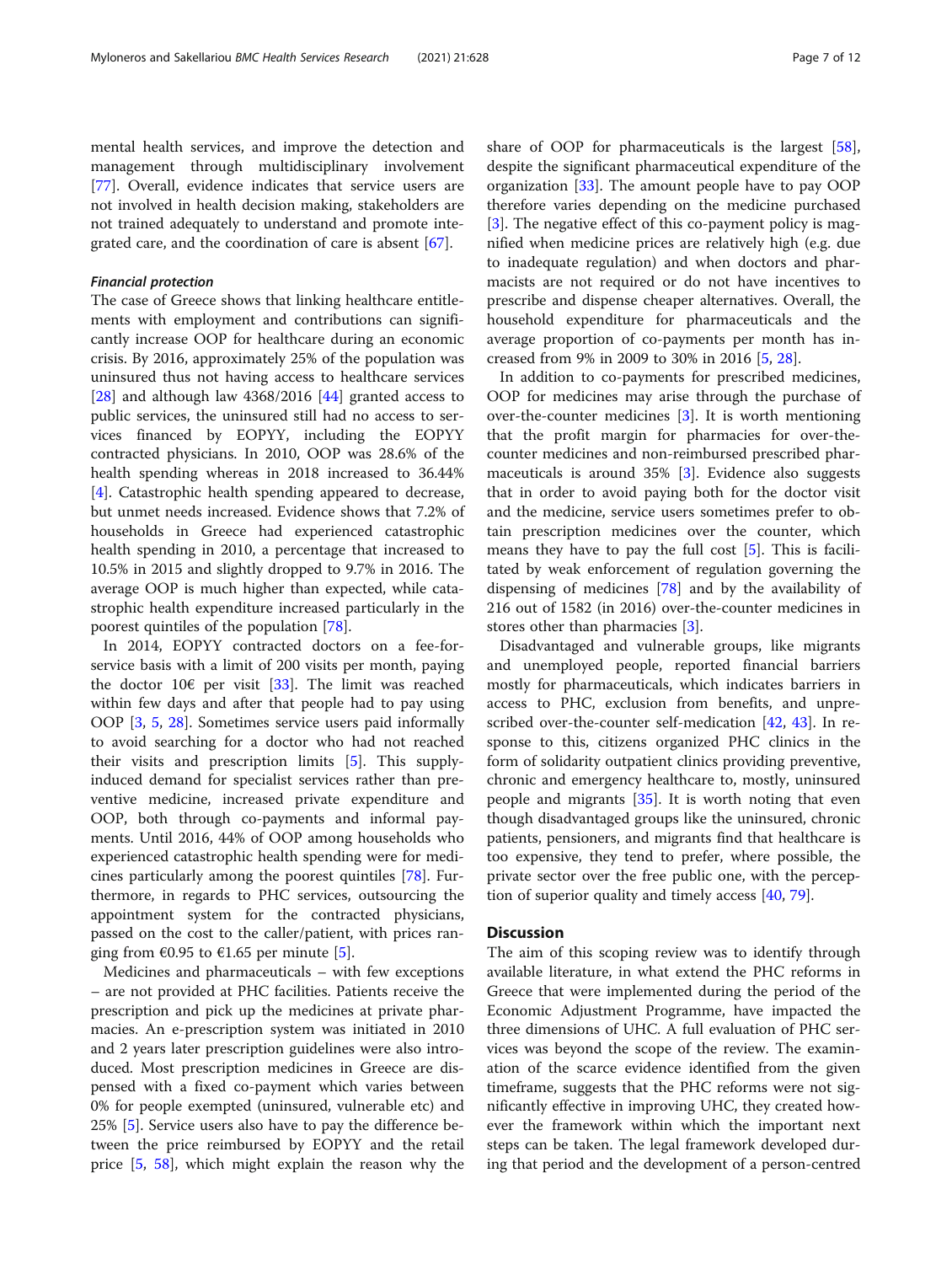mental health services, and improve the detection and management through multidisciplinary involvement [77]. Overall, evidence indicates that service users are not involved in health decision making, stakeholders are not trained adequately to understand and promote integrated care, and the coordination of care is absent [67].

#### *Financial protection*

The case of Greece shows that linking healthcare entitlements with employment and contributions can significantly increase OOP for healthcare during an economic crisis. By 2016, approximately 25% of the population was uninsured thus not having access to healthcare services [28] and although law 4368/2016 [44] granted access to public services, the uninsured still had no access to services financed by EOPYY, including the EOPYY contracted physicians. In 2010, OOP was 28.6% of the health spending whereas in 2018 increased to 36.44% [4]. Catastrophic health spending appeared to decrease, but unmet needs increased. Evidence shows that 7.2% of households in Greece had experienced catastrophic health spending in 2010, a percentage that increased to 10.5% in 2015 and slightly dropped to 9.7% in 2016. The average OOP is much higher than expected, while catastrophic health expenditure increased particularly in the poorest quintiles of the population [78].

In 2014, EOPYY contracted doctors on a fee-for-service basis with a limit of 200 visits per month, paying the doctor 10€ per visit [33]. The limit was reached within few days and after that people had to pay using OOP [3, 5, 28]. Sometimes service users paid informally to avoid searching for a doctor who had not reached their visits and prescription limits [5]. This supply-induced demand for specialist services rather than preventive medicine, increased private expenditure and OOP, both through co-payments and informal payments. Until 2016, 44% of OOP among households who experienced catastrophic health spending were for medicines particularly among the poorest quintiles [78]. Furthermore, in regards to PHC services, outsourcing the appointment system for the contracted physicians, passed on the cost to the caller/patient, with prices ranging from €0.95 to €1.65 per minute [5].

Medicines and pharmaceuticals – with few exceptions – are not provided at PHC facilities. Patients receive the prescription and pick up the medicines at private pharmacies. An e-prescription system was initiated in 2010 and 2 years later prescription guidelines were also introduced. Most prescription medicines in Greece are dispensed with a fixed co-payment which varies between 0% for people exempted (uninsured, vulnerable etc) and 25% [5]. Service users also have to pay the difference between the price reimbursed by EOPYY and the retail price [5, 58], which might explain the reason why the share of OOP for pharmaceuticals is the largest [58], despite the significant pharmaceutical expenditure of the organization [33]. The amount people have to pay OOP therefore varies depending on the medicine purchased [3]. The negative effect of this co-payment policy is magnified when medicine prices are relatively high (e.g. due to inadequate regulation) and when doctors and pharmacists are not required or do not have incentives to prescribe and dispense cheaper alternatives. Overall, the household expenditure for pharmaceuticals and the average proportion of co-payments per month has increased from 9% in 2009 to 30% in 2016 [5, 28].

In addition to co-payments for prescribed medicines, OOP for medicines may arise through the purchase of over-the-counter medicines [3]. It is worth mentioning that the profit margin for pharmacies for over-the-counter medicines and non-reimbursed prescribed pharmaceuticals is around 35% [3]. Evidence also suggests that in order to avoid paying both for the doctor visit and the medicine, service users sometimes prefer to obtain prescription medicines over the counter, which means they have to pay the full cost [5]. This is facilitated by weak enforcement of regulation governing the dispensing of medicines [78] and by the availability of 216 out of 1582 (in 2016) over-the-counter medicines in stores other than pharmacies [3].

Disadvantaged and vulnerable groups, like migrants and unemployed people, reported financial barriers mostly for pharmaceuticals, which indicates barriers in access to PHC, exclusion from benefits, and unprescribed over-the-counter self-medication [42, 43]. In response to this, citizens organized PHC clinics in the form of solidarity outpatient clinics providing preventive, chronic and emergency healthcare to, mostly, uninsured people and migrants [35]. It is worth noting that even though disadvantaged groups like the uninsured, chronic patients, pensioners, and migrants find that healthcare is too expensive, they tend to prefer, where possible, the private sector over the free public one, with the perception of superior quality and timely access [40, 79].

## Discussion

The aim of this scoping review was to identify through available literature, in what extend the PHC reforms in Greece that were implemented during the period of the Economic Adjustment Programme, have impacted the three dimensions of UHC. A full evaluation of PHC services was beyond the scope of the review. The examination of the scarce evidence identified from the given timeframe, suggests that the PHC reforms were not significantly effective in improving UHC, they created however the framework within which the important next steps can be taken. The legal framework developed during that period and the development of a person-centred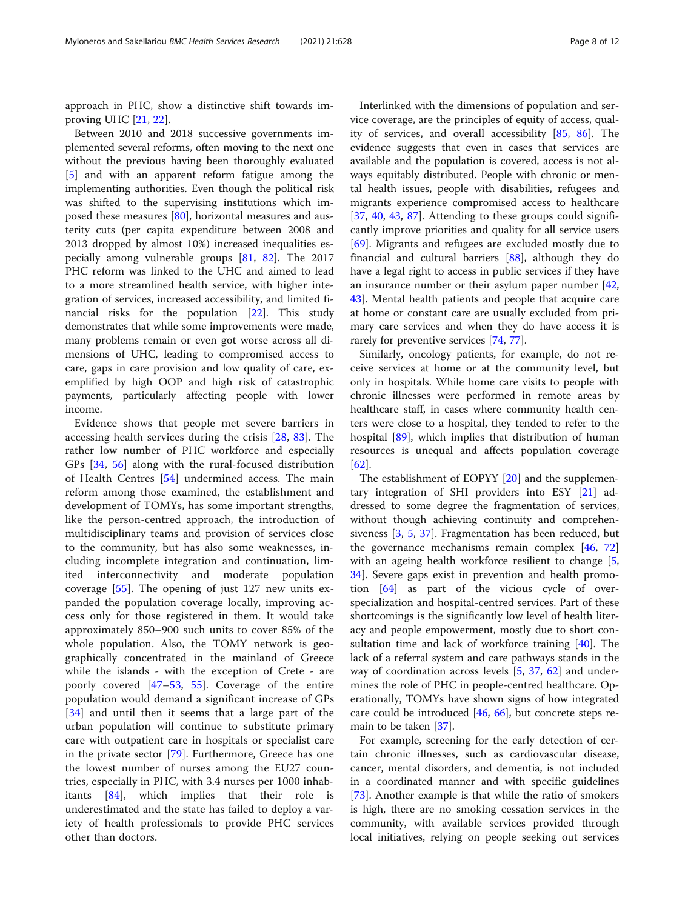approach in PHC, show a distinctive shift towards improving UHC [21, 22].

Between 2010 and 2018 successive governments implemented several reforms, often moving to the next one without the previous having been thoroughly evaluated [5] and with an apparent reform fatigue among the implementing authorities. Even though the political risk was shifted to the supervising institutions which imposed these measures [80], horizontal measures and austerity cuts (per capita expenditure between 2008 and 2013 dropped by almost 10%) increased inequalities especially among vulnerable groups [81, 82]. The 2017 PHC reform was linked to the UHC and aimed to lead to a more streamlined health service, with higher integration of services, increased accessibility, and limited financial risks for the population [22]. This study demonstrates that while some improvements were made, many problems remain or even got worse across all dimensions of UHC, leading to compromised access to care, gaps in care provision and low quality of care, exemplified by high OOP and high risk of catastrophic payments, particularly affecting people with lower income.

Evidence shows that people met severe barriers in accessing health services during the crisis [28, 83]. The rather low number of PHC workforce and especially GPs [34, 56] along with the rural-focused distribution of Health Centres [54] undermined access. The main reform among those examined, the establishment and development of TOMYs, has some important strengths, like the person-centred approach, the introduction of multidisciplinary teams and provision of services close to the community, but has also some weaknesses, including incomplete integration and continuation, limited interconnectivity and moderate population coverage [55]. The opening of just 127 new units expanded the population coverage locally, improving access only for those registered in them. It would take approximately 850–900 such units to cover 85% of the whole population. Also, the TOMY network is geographically concentrated in the mainland of Greece while the islands - with the exception of Crete - are poorly covered [47–53, 55]. Coverage of the entire population would demand a significant increase of GPs [34] and until then it seems that a large part of the urban population will continue to substitute primary care with outpatient care in hospitals or specialist care in the private sector [79]. Furthermore, Greece has one the lowest number of nurses among the EU27 countries, especially in PHC, with 3.4 nurses per 1000 inhabitants [84], which implies that their role is underestimated and the state has failed to deploy a variety of health professionals to provide PHC services other than doctors.

Interlinked with the dimensions of population and service coverage, are the principles of equity of access, quality of services, and overall accessibility [85, 86]. The evidence suggests that even in cases that services are available and the population is covered, access is not always equitably distributed. People with chronic or mental health issues, people with disabilities, refugees and migrants experience compromised access to healthcare [37, 40, 43, 87]. Attending to these groups could significantly improve priorities and quality for all service users [69]. Migrants and refugees are excluded mostly due to financial and cultural barriers [88], although they do have a legal right to access in public services if they have an insurance number or their asylum paper number [42, 43]. Mental health patients and people that acquire care at home or constant care are usually excluded from primary care services and when they do have access it is rarely for preventive services [74, 77].

Similarly, oncology patients, for example, do not receive services at home or at the community level, but only in hospitals. While home care visits to people with chronic illnesses were performed in remote areas by healthcare staff, in cases where community health centers were close to a hospital, they tended to refer to the hospital [89], which implies that distribution of human resources is unequal and affects population coverage [62].

The establishment of EOPYY [20] and the supplementary integration of SHI providers into ESY [21] addressed to some degree the fragmentation of services, without though achieving continuity and comprehensiveness [3, 5, 37]. Fragmentation has been reduced, but the governance mechanisms remain complex [46, 72] with an ageing health workforce resilient to change [5, 34]. Severe gaps exist in prevention and health promotion [64] as part of the vicious cycle of over-specialization and hospital-centred services. Part of these shortcomings is the significantly low level of health literacy and people empowerment, mostly due to short consultation time and lack of workforce training [40]. The lack of a referral system and care pathways stands in the way of coordination across levels [5, 37, 62] and undermines the role of PHC in people-centred healthcare. Operationally, TOMYs have shown signs of how integrated care could be introduced [46, 66], but concrete steps remain to be taken [37].

For example, screening for the early detection of certain chronic illnesses, such as cardiovascular disease, cancer, mental disorders, and dementia, is not included in a coordinated manner and with specific guidelines [73]. Another example is that while the ratio of smokers is high, there are no smoking cessation services in the community, with available services provided through local initiatives, relying on people seeking out services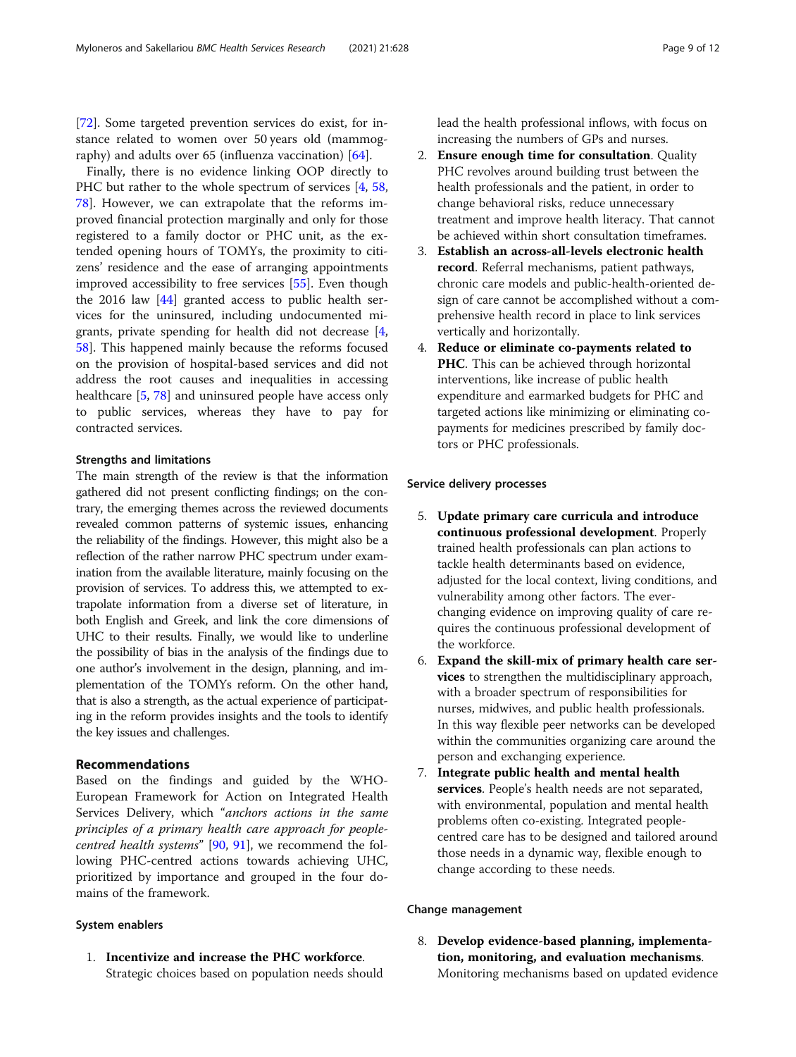[72]. Some targeted prevention services do exist, for instance related to women over 50 years old (mammography) and adults over 65 (influenza vaccination) [64].

Finally, there is no evidence linking OOP directly to PHC but rather to the whole spectrum of services [4, 58, 78]. However, we can extrapolate that the reforms improved financial protection marginally and only for those registered to a family doctor or PHC unit, as the extended opening hours of TOMYs, the proximity to citizens' residence and the ease of arranging appointments improved accessibility to free services [55]. Even though the 2016 law [44] granted access to public health services for the uninsured, including undocumented migrants, private spending for health did not decrease [4, 58]. This happened mainly because the reforms focused on the provision of hospital-based services and did not address the root causes and inequalities in accessing healthcare [5, 78] and uninsured people have access only to public services, whereas they have to pay for contracted services.

### Strengths and limitations

The main strength of the review is that the information gathered did not present conflicting findings; on the contrary, the emerging themes across the reviewed documents revealed common patterns of systemic issues, enhancing the reliability of the findings. However, this might also be a reflection of the rather narrow PHC spectrum under examination from the available literature, mainly focusing on the provision of services. To address this, we attempted to extrapolate information from a diverse set of literature, in both English and Greek, and link the core dimensions of UHC to their results. Finally, we would like to underline the possibility of bias in the analysis of the findings due to one author's involvement in the design, planning, and implementation of the TOMYs reform. On the other hand, that is also a strength, as the actual experience of participating in the reform provides insights and the tools to identify the key issues and challenges.

## Recommendations

Based on the findings and guided by the WHO-European Framework for Action on Integrated Health Services Delivery, which "*anchors actions in the same principles of a primary health care approach for people-centred health systems*" [90, 91], we recommend the following PHC-centred actions towards achieving UHC, prioritized by importance and grouped in the four domains of the framework.

### System enablers

1. **Incentivize and increase the PHC workforce**. Strategic choices based on population needs should lead the health professional inflows, with focus on increasing the numbers of GPs and nurses.
2. **Ensure enough time for consultation**. Quality PHC revolves around building trust between the health professionals and the patient, in order to change behavioral risks, reduce unnecessary treatment and improve health literacy. That cannot be achieved within short consultation timeframes.
3. **Establish an across-all-levels electronic health record**. Referral mechanisms, patient pathways, chronic care models and public-health-oriented design of care cannot be accomplished without a comprehensive health record in place to link services vertically and horizontally.
4. **Reduce or eliminate co-payments related to PHC**. This can be achieved through horizontal interventions, like increase of public health expenditure and earmarked budgets for PHC and targeted actions like minimizing or eliminating co-payments for medicines prescribed by family doctors or PHC professionals.

### Service delivery processes

5. **Update primary care curricula and introduce continuous professional development**. Properly trained health professionals can plan actions to tackle health determinants based on evidence, adjusted for the local context, living conditions, and vulnerability among other factors. The ever-changing evidence on improving quality of care requires the continuous professional development of the workforce.
6. **Expand the skill-mix of primary health care services** to strengthen the multidisciplinary approach, with a broader spectrum of responsibilities for nurses, midwives, and public health professionals. In this way flexible peer networks can be developed within the communities organizing care around the person and exchanging experience.
7. **Integrate public health and mental health services**. People's health needs are not separated, with environmental, population and mental health problems often co-existing. Integrated people-centred care has to be designed and tailored around those needs in a dynamic way, flexible enough to change according to these needs.

### Change management

8. **Develop evidence-based planning, implementation, monitoring, and evaluation mechanisms**. Monitoring mechanisms based on updated evidence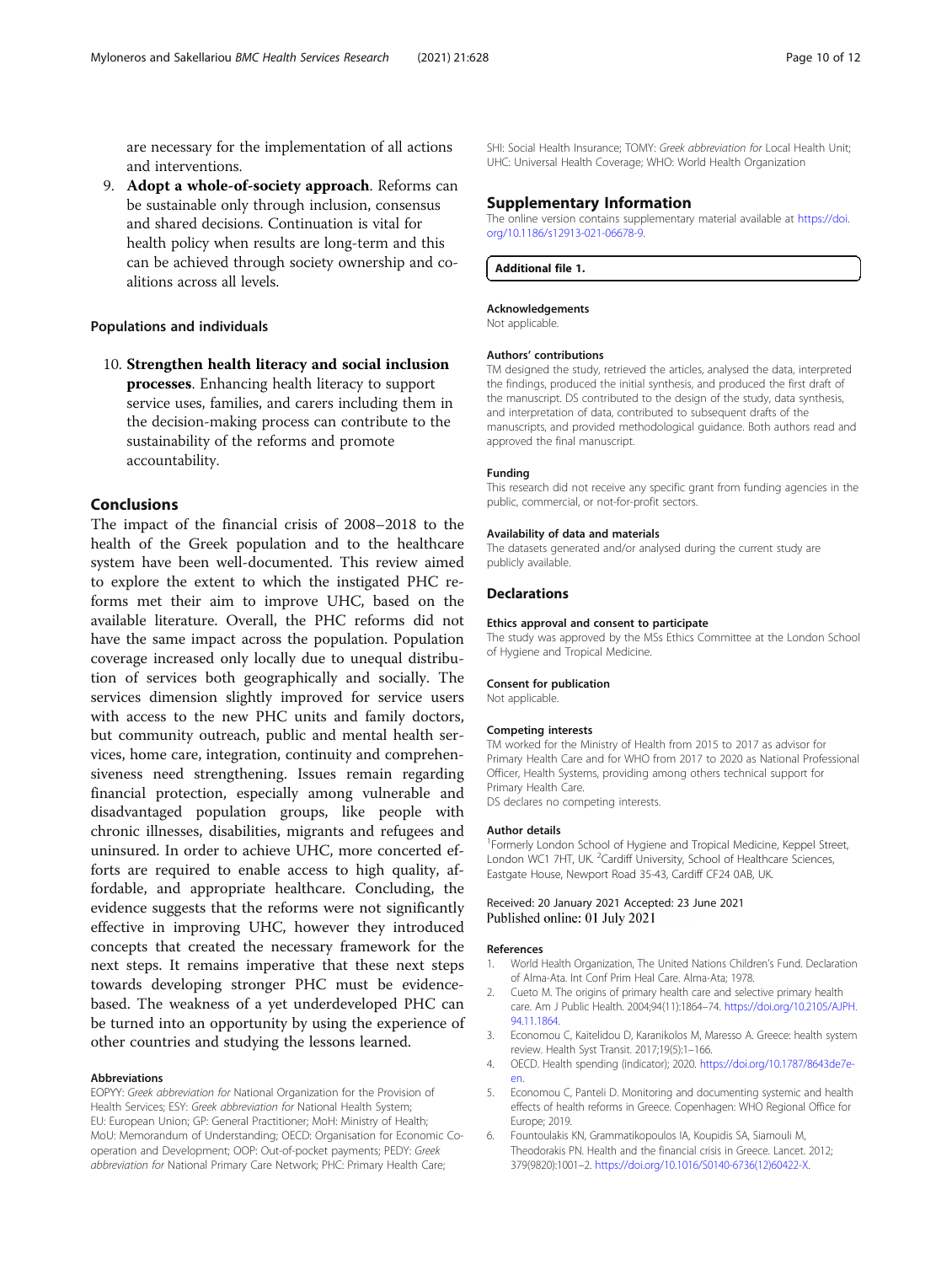are necessary for the implementation of all actions and interventions.

9. **Adopt a whole-of-society approach**. Reforms can be sustainable only through inclusion, consensus and shared decisions. Continuation is vital for health policy when results are long-term and this can be achieved through society ownership and coalitions across all levels.

### Populations and individuals

10. **Strengthen health literacy and social inclusion processes**. Enhancing health literacy to support service uses, families, and carers including them in the decision-making process can contribute to the sustainability of the reforms and promote accountability.

## Conclusions

The impact of the financial crisis of 2008–2018 to the health of the Greek population and to the healthcare system have been well-documented. This review aimed to explore the extent to which the instigated PHC reforms met their aim to improve UHC, based on the available literature. Overall, the PHC reforms did not have the same impact across the population. Population coverage increased only locally due to unequal distribution of services both geographically and socially. The services dimension slightly improved for service users with access to the new PHC units and family doctors, but community outreach, public and mental health services, home care, integration, continuity and comprehensiveness need strengthening. Issues remain regarding financial protection, especially among vulnerable and disadvantaged population groups, like people with chronic illnesses, disabilities, migrants and refugees and uninsured. In order to achieve UHC, more concerted efforts are required to enable access to high quality, affordable, and appropriate healthcare. Concluding, the evidence suggests that the reforms were not significantly effective in improving UHC, however they introduced concepts that created the necessary framework for the next steps. It remains imperative that these next steps towards developing stronger PHC must be evidence-based. The weakness of a yet underdeveloped PHC can be turned into an opportunity by using the experience of other countries and studying the lessons learned.

#### Abbreviations

EOPYY: *Greek abbreviation for* National Organization for the Provision of Health Services; ESY: *Greek abbreviation for* National Health System; EU: European Union; GP: General Practitioner; MoH: Ministry of Health; MoU: Memorandum of Understanding; OECD: Organisation for Economic Co-operation and Development; OOP: Out-of-pocket payments; PEDY: *Greek abbreviation for* National Primary Care Network; PHC: Primary Health Care; SHI: Social Health Insurance; TOMY: *Greek abbreviation for* Local Health Unit; UHC: Universal Health Coverage; WHO: World Health Organization

## Supplementary Information

The online version contains supplementary material available at https://doi.org/10.1186/s12913-021-06678-9.

**Additional file 1.**

#### Acknowledgements

Not applicable.

#### Authors' contributions

TM designed the study, retrieved the articles, analysed the data, interpreted the findings, produced the initial synthesis, and produced the first draft of the manuscript. DS contributed to the design of the study, data synthesis, and interpretation of data, contributed to subsequent drafts of the manuscripts, and provided methodological guidance. Both authors read and approved the final manuscript.

#### Funding

This research did not receive any specific grant from funding agencies in the public, commercial, or not-for-profit sectors.

#### Availability of data and materials

The datasets generated and/or analysed during the current study are publicly available.

## Declarations

#### Ethics approval and consent to participate

The study was approved by the MSs Ethics Committee at the London School of Hygiene and Tropical Medicine.

#### Consent for publication

Not applicable.

#### Competing interests

TM worked for the Ministry of Health from 2015 to 2017 as advisor for Primary Health Care and for WHO from 2017 to 2020 as National Professional Officer, Health Systems, providing among others technical support for Primary Health Care.
DS declares no competing interests.

#### Author details

[1]Formerly London School of Hygiene and Tropical Medicine, Keppel Street, London WC1 7HT, UK. [2]Cardiff University, School of Healthcare Sciences, Eastgate House, Newport Road 35-43, Cardiff CF24 0AB, UK.

Received: 20 January 2021 Accepted: 23 June 2021
Published online: 01 July 2021

#### References

1. World Health Organization, The United Nations Children's Fund. Declaration of Alma-Ata. Int Conf Prim Heal Care. Alma-Ata; 1978.
2. Cueto M. The origins of primary health care and selective primary health care. Am J Public Health. 2004;94(11):1864–74. https://doi.org/10.2105/AJPH.94.11.1864.
3. Economou C, Kaitelidou D, Karanikolos M, Maresso A. Greece: health system review. Health Syst Transit. 2017;19(5):1–166.
4. OECD. Health spending (indicator); 2020. https://doi.org/10.1787/8643de7e-en.
5. Economou C, Panteli D. Monitoring and documenting systemic and health effects of health reforms in Greece. Copenhagen: WHO Regional Office for Europe; 2019.
6. Fountoulakis KN, Grammatikopoulos IA, Koupidis SA, Siamouli M, Theodorakis PN. Health and the financial crisis in Greece. Lancet. 2012;379(9820):1001–2. https://doi.org/10.1016/S0140-6736(12)60422-X.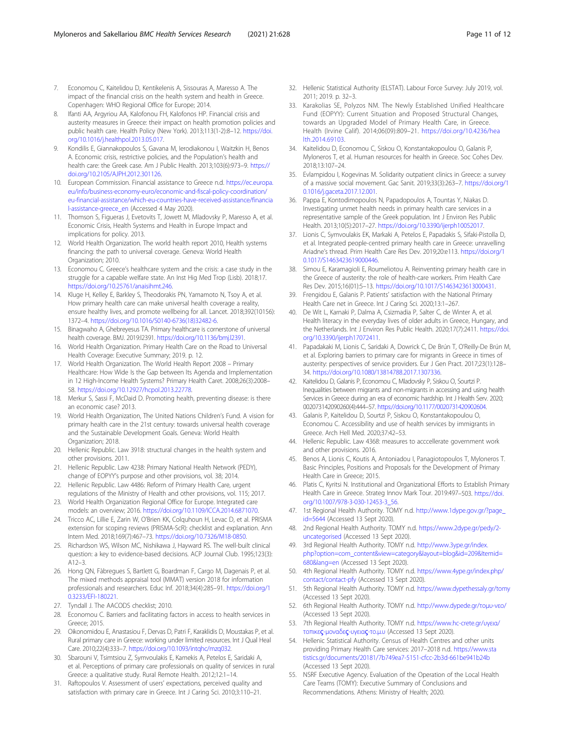7. Economou C, Kaitelidou D, Kentikelenis A, Sissouras A, Maresso A. The impact of the financial crisis on the health system and health in Greece. Copenhagen: WHO Regional Office for Europe; 2014.
8. Ifanti AA, Argyriou AA, Kalofonou FH, Kalofonos HP. Financial crisis and austerity measures in Greece: their impact on health promotion policies and public health care. Health Policy (New York). 2013;113(1-2):8–12. https://doi.org/10.1016/j.healthpol.2013.05.017.
9. Kondilis E, Giannakopoulos S, Gavana M, Ierodiakonou I, Waitzkin H, Benos A. Economic crisis, restrictive policies, and the Population's health and health care: the Greek case. Am J Public Health. 2013;103(6):973–9. https://doi.org/10.2105/AJPH.2012.301126.
10. European Commission. Financial assistance to Greece n.d. https://ec.europa.eu/info/business-economy-euro/economic-and-fiscal-policy-coordination/eu-financial-assistance/which-eu-countries-have-received-assistance/financial-assistance-greece_en (Accessed 4 May 2020).
11. Thomson S, Figueras J, Evetovits T, Jowett M, Mladovsky P, Maresso A, et al. Economic Crisis, Health Systems and Health in Europe Impact and implications for policy. 2013.
12. World Health Organization. The world health report 2010, Health systems financing: the path to universal coverage. Geneva: World Health Organization; 2010.
13. Economou C. Greece's healthcare system and the crisis: a case study in the struggle for a capable welfare state. An Inst Hig Med Trop (Lisb). 2018;17. https://doi.org/10.25761/anaisihmt.246.
14. Kluge H, Kelley E, Barkley S, Theodorakis PN, Yamamoto N, Tsoy A, et al. How primary health care can make universal health coverage a reality, ensure healthy lives, and promote wellbeing for all. Lancet. 2018;392(10156):1372–4. https://doi.org/10.1016/S0140-6736(18)32482-6.
15. Binagwaho A, Ghebreyesus TA. Primary healthcare is cornerstone of universal health coverage. BMJ. 2019:l2391. https://doi.org/10.1136/bmj.l2391.
16. World Health Organization. Primary Health Care on the Road to Universal Health Coverage: Executive Summary; 2019. p. 12.
17. World Health Organization. The World Health Report 2008 – Primary Healthcare: How Wide Is the Gap between Its Agenda and Implementation in 12 High-Income Health Systems? Primary Health Caret. 2008;26(3):2008–58. https://doi.org/10.12927/hcpol.2013.22778.
18. Merkur S, Sassi F, McDaid D. Promoting health, preventing disease: is there an economic case? 2013.
19. World Health Organization, The United Nations Children's Fund. A vision for primary health care in the 21st century: towards universal health coverage and the Sustainable Development Goals. Geneva: World Health Organization; 2018.
20. Hellenic Republic. Law 3918: structural changes in the health system and other provisions. 2011.
21. Hellenic Republic. Law 4238: Primary National Health Network (PEDY), change of EOPYY's purpose and other provisions, vol. 38; 2014.
22. Hellenic Republic. Law 4486: Reform of Primary Health Care, urgent regulations of the Ministry of Health and other provisions, vol. 115; 2017.
23. World Health Organization Regional Office for Europe. Integrated care models: an overview; 2016. https://doi.org/10.1109/ICCA.2014.6871070.
24. Tricco AC, Lillie E, Zarin W, O'Brien KK, Colquhoun H, Levac D, et al. PRISMA extension for scoping reviews (PRISMA-ScR): checklist and explanation. Ann Intern Med. 2018;169(7):467–73. https://doi.org/10.7326/M18-0850.
25. Richardson WS, Wilson MC, Nishikawa J, Hayward RS. The well-built clinical question: a key to evidence-based decisions. ACP Journal Club. 1995;123(3):A12–3.
26. Hong QN, Fàbregues S, Bartlett G, Boardman F, Cargo M, Dagenais P, et al. The mixed methods appraisal tool (MMAT) version 2018 for information professionals and researchers. Educ Inf. 2018;34(4):285–91. https://doi.org/10.3233/EFI-180221.
27. Tyndall J. The AACODS checklist; 2010.
28. Economou C. Barriers and facilitating factors in access to health services in Greece; 2015.
29. Oikonomidou E, Anastasiou F, Dervas D, Patri F, Karaklidis D, Moustakas P, et al. Rural primary care in Greece: working under limited resources. Int J Qual Heal Care. 2010;22(4):333–7. https://doi.org/10.1093/intqhc/mzq032.
30. Sbarouni V, Tsimtsiou Z, Symvoulakis E, Kamekis A, Petelos E, Saridaki A, et al. Perceptions of primary care professionals on quality of services in rural Greece: a qualitative study. Rural Remote Health. 2012;12:1–14.
31. Raftopoulos V. Assessment of users' expectations, perceived quality and satisfaction with primary care in Greece. Int J Caring Sci. 2010;3:110–21.
32. Hellenic Statistical Authority (ELSTAT). Labour Force Survey: July 2019, vol. 2011; 2019. p. 32–3.
33. Karakolias SE, Polyzos NM. The Newly Established Unified Healthcare Fund (EOPYY): Current Situation and Proposed Structural Changes, towards an Upgraded Model of Primary Health Care, in Greece. Health (Irvine Calif). 2014;06(09):809–21. https://doi.org/10.4236/health.2014.69103.
34. Kaitelidou D, Economou C, Siskou O, Konstantakopoulou O, Galanis P, Myloneros T, et al. Human resources for health in Greece. Soc Cohes Dev. 2018;13:107–24.
35. Evlampidou I, Kogevinas M. Solidarity outpatient clinics in Greece: a survey of a massive social movement. Gac Sanit. 2019;33(3):263–7. https://doi.org/10.1016/j.gaceta.2017.12.001.
36. Pappa E, Kontodimopoulos N, Papadopoulos A, Tountas Y, Niakas D. Investigating unmet health needs in primary health care services in a representative sample of the Greek population. Int J Environ Res Public Health. 2013;10(5):2017–27. https://doi.org/10.3390/ijerph10052017.
37. Lionis C, Symvoulakis EK, Markaki A, Petelos E, Papadakis S, Sifaki-Pistolla D, et al. Integrated people-centred primary health care in Greece: unravelling Ariadne's thread. Prim Health Care Res Dev. 2019;20:e113. https://doi.org/10.1017/S1463423619000446.
38. Simou E, Karamagioli E, Roumeliotou A. Reinventing primary health care in the Greece of austerity: the role of health-care workers. Prim Health Care Res Dev. 2015;16(01):5–13. https://doi.org/10.1017/S1463423613000431.
39. Frengidou E, Galanis P. Patients' satisfaction with the National Primary Health Care net in Greece. Int J Caring Sci. 2020;13:1–267.
40. De Wit L, Karnaki P, Dalma A, Csizmadia P, Salter C, de Winter A, et al. Health literacy in the everyday lives of older adults in Greece, Hungary, and the Netherlands. Int J Environ Res Public Health. 2020;17(7):2411. https://doi.org/10.3390/ijerph17072411.
41. Papadakaki M, Lionis C, Saridaki A, Dowrick C, De Brún T, O'Reilly-De Brún M, et al. Exploring barriers to primary care for migrants in Greece in times of austerity: perspectives of service providers. Eur J Gen Pract. 2017;23(1):128–34. https://doi.org/10.1080/13814788.2017.1307336.
42. Kaitelidou D, Galanis P, Economou C, Mladovsky P, Siskou O, Sourtzi P. Inequalities between migrants and non-migrants in accessing and using health Services in Greece during an era of economic hardship. Int J Health Serv. 2020;002073142090260(4):444–57. https://doi.org/10.1177/0020731420902604.
43. Galanis P, Kaitelidou D, Sourtzi P, Siskou O, Konstantakopoulou O, Economou C. Accessibility and use of health services by immigrants in Greece. Arch Hell Med. 2020;37:42–53.
44. Hellenic Republic. Law 4368: measures to acccellerate government work and other provisions. 2016.
45. Benos A, Lionis C, Koutis A, Antoniadou I, Panagiotopoulos T, Myloneros T. Basic Principles, Positions and Proposals for the Development of Primary Health Care in Greece; 2015.
46. Platis C, Kyritsi N. Institutional and Organizational Efforts to Establish Primary Health Care in Greece. Strateg Innov Mark Tour. 2019:497–503. https://doi.org/10.1007/978-3-030-12453-3_56.
47. 1st Regional Health Authority. TOMY n.d. http://www.1dype.gov.gr/?page_id=5644 (Accessed 13 Sept 2020).
48. 2nd Regional Health Authority. TOMY n.d. https://www.2dype.gr/pedy/2-uncategorised (Accessed 13 Sept 2020).
49. 3rd Regional Health Authority. TOMY n.d. http://www.3ype.gr/index.php?option=com_content&view=category&layout=blog&id=209&Itemid=680&lang=en (Accessed 13 Sept 2020).
50. 4th Regional Health Authority. TOMY n.d. https://www.4ype.gr/index.php/contact/contact-pfy (Accessed 13 Sept 2020).
51. 5th Regional Health Authority. TOMY n.d. https://www.dypethessaly.gr/tomy (Accessed 13 Sept 2020).
52. 6th Regional Health Authority. TOMY n.d. http://www.dypede.gr/τομυ-νεο/ (Accessed 13 Sept 2020).
53. 7th Regional Health Authority. TOMY n.d. https://www.hc-crete.gr/υγεια/τοπικες-μοναδες-υγειας-το.μ.υ (Accessed 13 Sept 2020).
54. Hellenic Statistical Authority. Census of Health Centres and other units providing Primary Health Care services: 2017–2018 n.d. https://www.statistics.gr/documents/20181/7b749ea7-5151-cfcc-2b3d-661be941b24b (Accessed 13 Sept 2020).
55. NSRF Executive Agency. Evaluation of the Operation of the Local Health Care Teams (TOMY): Executive Summary of Conclusions and Recommendations. Athens: Ministry of Health; 2020.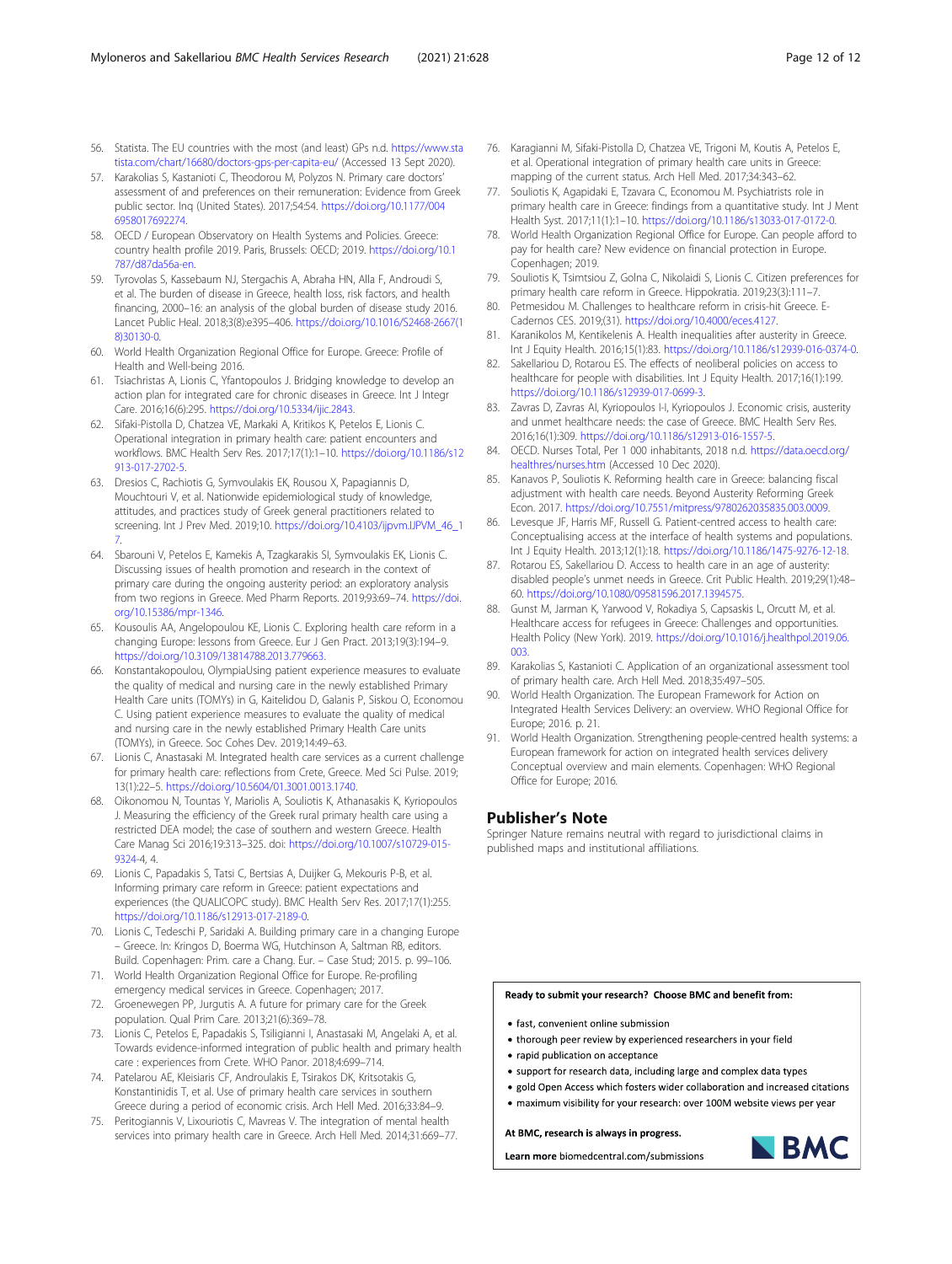56. Statista. The EU countries with the most (and least) GPs n.d. https://www.statista.com/chart/16680/doctors-gps-per-capita-eu/ (Accessed 13 Sept 2020).
57. Karakolias S, Kastanioti C, Theodorou M, Polyzos N. Primary care doctors' assessment of and preferences on their remuneration: Evidence from Greek public sector. Inq (United States). 2017;54:54. https://doi.org/10.1177/0046958017692274.
58. OECD / European Observatory on Health Systems and Policies. Greece: country health profile 2019. Paris, Brussels: OECD; 2019. https://doi.org/10.1787/d87da56a-en.
59. Tyrovolas S, Kassebaum NJ, Stergachis A, Abraha HN, Alla F, Androudi S, et al. The burden of disease in Greece, health loss, risk factors, and health financing, 2000–16: an analysis of the global burden of disease study 2016. Lancet Public Heal. 2018;3(8):e395–406. https://doi.org/10.1016/S2468-2667(18)30130-0.
60. World Health Organization Regional Office for Europe. Greece: Profile of Health and Well-being 2016.
61. Tsiachristas A, Lionis C, Yfantopoulos J. Bridging knowledge to develop an action plan for integrated care for chronic diseases in Greece. Int J Integr Care. 2016;16(6):295. https://doi.org/10.5334/ijic.2843.
62. Sifaki-Pistolla D, Chatzea VE, Markaki A, Kritikos K, Petelos E, Lionis C. Operational integration in primary health care: patient encounters and workflows. BMC Health Serv Res. 2017;17(1):1–10. https://doi.org/10.1186/s12913-017-2702-5.
63. Dresios C, Rachiotis G, Symvoulakis EK, Rousou X, Papagiannis D, Mouchtouri V, et al. Nationwide epidemiological study of knowledge, attitudes, and practices study of Greek general practitioners related to screening. Int J Prev Med. 2019;10. https://doi.org/10.4103/ijpvm.IJPVM_46_17.
64. Sbarouni V, Petelos E, Kamekis A, Tzagkarakis SI, Symvoulakis EK, Lionis C. Discussing issues of health promotion and research in the context of primary care during the ongoing austerity period: an exploratory analysis from two regions in Greece. Med Pharm Reports. 2019;93:69–74. https://doi.org/10.15386/mpr-1346.
65. Kousoulis AA, Angelopoulou KE, Lionis C. Exploring health care reform in a changing Europe: lessons from Greece. Eur J Gen Pract. 2013;19(3):194–9. https://doi.org/10.3109/13814788.2013.779663.
66. Konstantakopoulou, OlympiaUsing patient experience measures to evaluate the quality of medical and nursing care in the newly established Primary Health Care units (TOMYs) in G, Kaitelidou D, Galanis P, Siskou O, Economou C. Using patient experience measures to evaluate the quality of medical and nursing care in the newly established Primary Health Care units (TOMYs), in Greece. Soc Cohes Dev. 2019;14:49–63.
67. Lionis C, Anastasaki M. Integrated health care services as a current challenge for primary health care: reflections from Crete, Greece. Med Sci Pulse. 2019; 13(1):22–5. https://doi.org/10.5604/01.3001.0013.1740.
68. Oikonomou N, Tountas Y, Mariolis A, Souliotis K, Athanasakis K, Kyriopoulos J. Measuring the efficiency of the Greek rural primary health care using a restricted DEA model; the case of southern and western Greece. Health Care Manag Sci 2016;19:313–325. doi: https://doi.org/10.1007/s10729-015-9324-4, 4.
69. Lionis C, Papadakis S, Tatsi C, Bertsias A, Duijker G, Mekouris P-B, et al. Informing primary care reform in Greece: patient expectations and experiences (the QUALICOPC study). BMC Health Serv Res. 2017;17(1):255. https://doi.org/10.1186/s12913-017-2189-0.
70. Lionis C, Tedeschi P, Saridaki A. Building primary care in a changing Europe – Greece. In: Kringos D, Boerma WG, Hutchinson A, Saltman RB, editors. Build. Copenhagen: Prim. care a Chang. Eur. – Case Stud; 2015. p. 99–106.
71. World Health Organization Regional Office for Europe. Re-profiling emergency medical services in Greece. Copenhagen; 2017.
72. Groenewegen PP, Jurgutis A. A future for primary care for the Greek population. Qual Prim Care. 2013;21(6):369–78.
73. Lionis C, Petelos E, Papadakis S, Tsiligianni I, Anastasaki M, Angelaki A, et al. Towards evidence-informed integration of public health and primary health care : experiences from Crete. WHO Panor. 2018;4:699–714.
74. Patelarou AE, Kleisiaris CF, Androulakis E, Tsirakos DK, Kritsotakis G, Konstantinidis T, et al. Use of primary health care services in southern Greece during a period of economic crisis. Arch Hell Med. 2016;33:84–9.
75. Peritogiannis V, Lixouriotis C, Mavreas V. The integration of mental health services into primary health care in Greece. Arch Hell Med. 2014;31:669–77.
76. Karagianni M, Sifaki-Pistolla D, Chatzea VE, Trigoni M, Koutis A, Petelos E, et al. Operational integration of primary health care units in Greece: mapping of the current status. Arch Hell Med. 2017;34:343–62.
77. Souliotis K, Agapidaki E, Tzavara C, Economou M. Psychiatrists role in primary health care in Greece: findings from a quantitative study. Int J Ment Health Syst. 2017;11(1):1–10. https://doi.org/10.1186/s13033-017-0172-0.
78. World Health Organization Regional Office for Europe. Can people afford to pay for health care? New evidence on financial protection in Europe. Copenhagen; 2019.
79. Souliotis K, Tsimtsiou Z, Golna C, Nikolaidi S, Lionis C. Citizen preferences for primary health care reform in Greece. Hippokratia. 2019;23(3):111–7.
80. Petmesidou M. Challenges to healthcare reform in crisis-hit Greece. E-Cadernos CES. 2019;(31). https://doi.org/10.4000/eces.4127.
81. Karanikolos M, Kentikelenis A. Health inequalities after austerity in Greece. Int J Equity Health. 2016;15(1):83. https://doi.org/10.1186/s12939-016-0374-0.
82. Sakellariou D, Rotarou ES. The effects of neoliberal policies on access to healthcare for people with disabilities. Int J Equity Health. 2017;16(1):199. https://doi.org/10.1186/s12939-017-0699-3.
83. Zavras D, Zavras AI, Kyriopoulos I-I, Kyriopoulos J. Economic crisis, austerity and unmet healthcare needs: the case of Greece. BMC Health Serv Res. 2016;16(1):309. https://doi.org/10.1186/s12913-016-1557-5.
84. OECD. Nurses Total, Per 1 000 inhabitants, 2018 n.d. https://data.oecd.org/healthres/nurses.htm (Accessed 10 Dec 2020).
85. Kanavos P, Souliotis K. Reforming health care in Greece: balancing fiscal adjustment with health care needs. Beyond Austerity Reforming Greek Econ. 2017. https://doi.org/10.7551/mitpress/9780262035835.003.0009.
86. Levesque JF, Harris MF, Russell G. Patient-centred access to health care: Conceptualising access at the interface of health systems and populations. Int J Equity Health. 2013;12(1):18. https://doi.org/10.1186/1475-9276-12-18.
87. Rotarou ES, Sakellariou D. Access to health care in an age of austerity: disabled people's unmet needs in Greece. Crit Public Health. 2019;29(1):48–60. https://doi.org/10.1080/09581596.2017.1394575.
88. Gunst M, Jarman K, Yarwood V, Rokadiya S, Capsaskis L, Orcutt M, et al. Healthcare access for refugees in Greece: Challenges and opportunities. Health Policy (New York). 2019. https://doi.org/10.1016/j.healthpol.2019.06.003.
89. Karakolias S, Kastanioti C. Application of an organizational assessment tool of primary health care. Arch Hell Med. 2018;35:497–505.
90. World Health Organization. The European Framework for Action on Integrated Health Services Delivery: an overview. WHO Regional Office for Europe; 2016. p. 21.
91. World Health Organization. Strengthening people-centred health systems: a European framework for action on integrated health services delivery Conceptual overview and main elements. Copenhagen: WHO Regional Office for Europe; 2016.

## Publisher's Note

Springer Nature remains neutral with regard to jurisdictional claims in published maps and institutional affiliations.

**Ready to submit your research? Choose BMC and benefit from:**

- fast, convenient online submission
- thorough peer review by experienced researchers in your field
- rapid publication on acceptance
- support for research data, including large and complex data types
- gold Open Access which fosters wider collaboration and increased citations
- maximum visibility for your research: over 100M website views per year

**At BMC, research is always in progress.**

**Learn more** biomedcentral.com/submissions

BMC